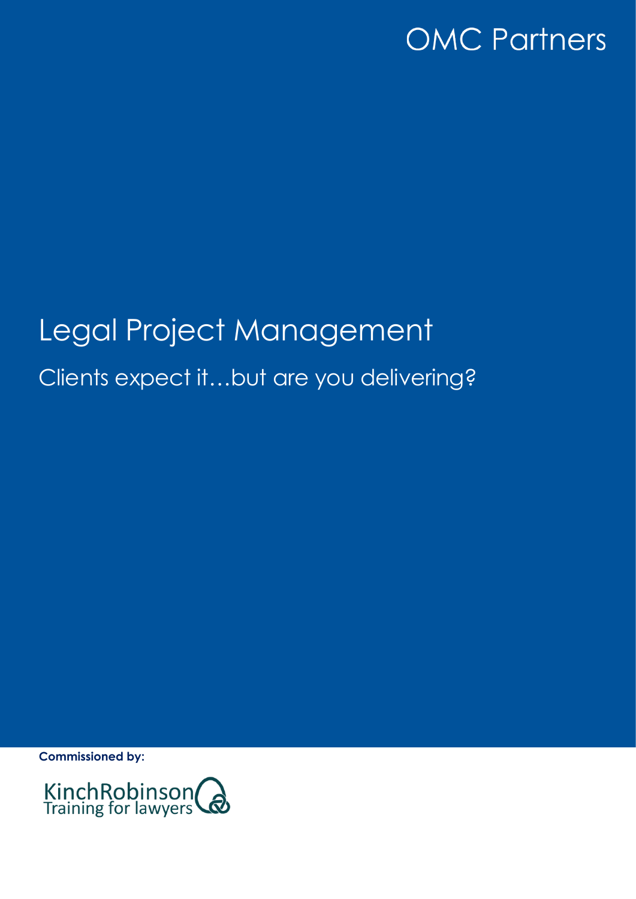OMC Partners

# Legal Project Management

## Clients expect it…but are you delivering?

**Commissioned by:**

KinchRobinson
Training for lawyers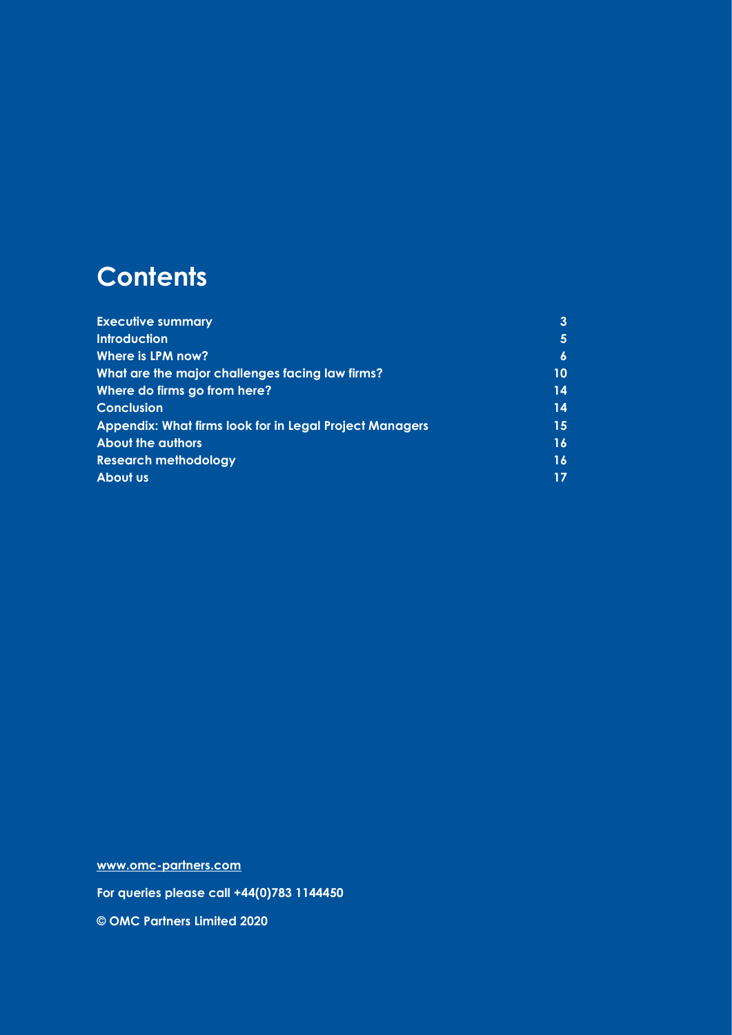# Contents

| | |
|---|---|
| **Executive summary** | **3** |
| **Introduction** | **5** |
| **Where is LPM now?** | **6** |
| **What are the major challenges facing law firms?** | **10** |
| **Where do firms go from here?** | **14** |
| **Conclusion** | **14** |
| **Appendix: What firms look for in Legal Project Managers** | **15** |
| **About the authors** | **16** |
| **Research methodology** | **16** |
| **About us** | **17** |

**www.omc-partners.com**

**For queries please call +44(0)783 1144450**

**© OMC Partners Limited 2020**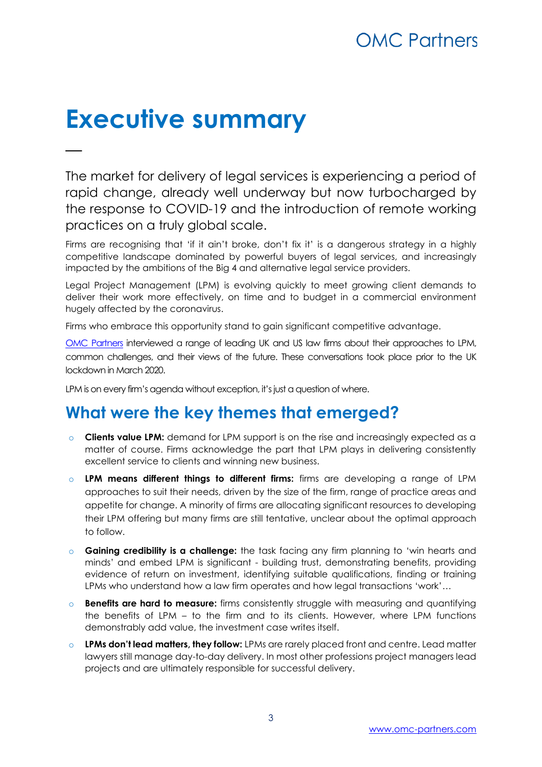# Executive summary

—

The market for delivery of legal services is experiencing a period of rapid change, already well underway but now turbocharged by the response to COVID-19 and the introduction of remote working practices on a truly global scale.

Firms are recognising that 'if it ain't broke, don't fix it' is a dangerous strategy in a highly competitive landscape dominated by powerful buyers of legal services, and increasingly impacted by the ambitions of the Big 4 and alternative legal service providers.

Legal Project Management (LPM) is evolving quickly to meet growing client demands to deliver their work more effectively, on time and to budget in a commercial environment hugely affected by the coronavirus.

Firms who embrace this opportunity stand to gain significant competitive advantage.

OMC Partners interviewed a range of leading UK and US law firms about their approaches to LPM, common challenges, and their views of the future. These conversations took place prior to the UK lockdown in March 2020.

LPM is on every firm's agenda without exception, it's just a question of where.

## What were the key themes that emerged?

- **Clients value LPM:** demand for LPM support is on the rise and increasingly expected as a matter of course. Firms acknowledge the part that LPM plays in delivering consistently excellent service to clients and winning new business.
- **LPM means different things to different firms:** firms are developing a range of LPM approaches to suit their needs, driven by the size of the firm, range of practice areas and appetite for change. A minority of firms are allocating significant resources to developing their LPM offering but many firms are still tentative, unclear about the optimal approach to follow.
- **Gaining credibility is a challenge:** the task facing any firm planning to 'win hearts and minds' and embed LPM is significant - building trust, demonstrating benefits, providing evidence of return on investment, identifying suitable qualifications, finding or training LPMs who understand how a law firm operates and how legal transactions 'work'…
- **Benefits are hard to measure:** firms consistently struggle with measuring and quantifying the benefits of LPM – to the firm and to its clients. However, where LPM functions demonstrably add value, the investment case writes itself.
- **LPMs don't lead matters, they follow:** LPMs are rarely placed front and centre. Lead matter lawyers still manage day-to-day delivery. In most other professions project managers lead projects and are ultimately responsible for successful delivery.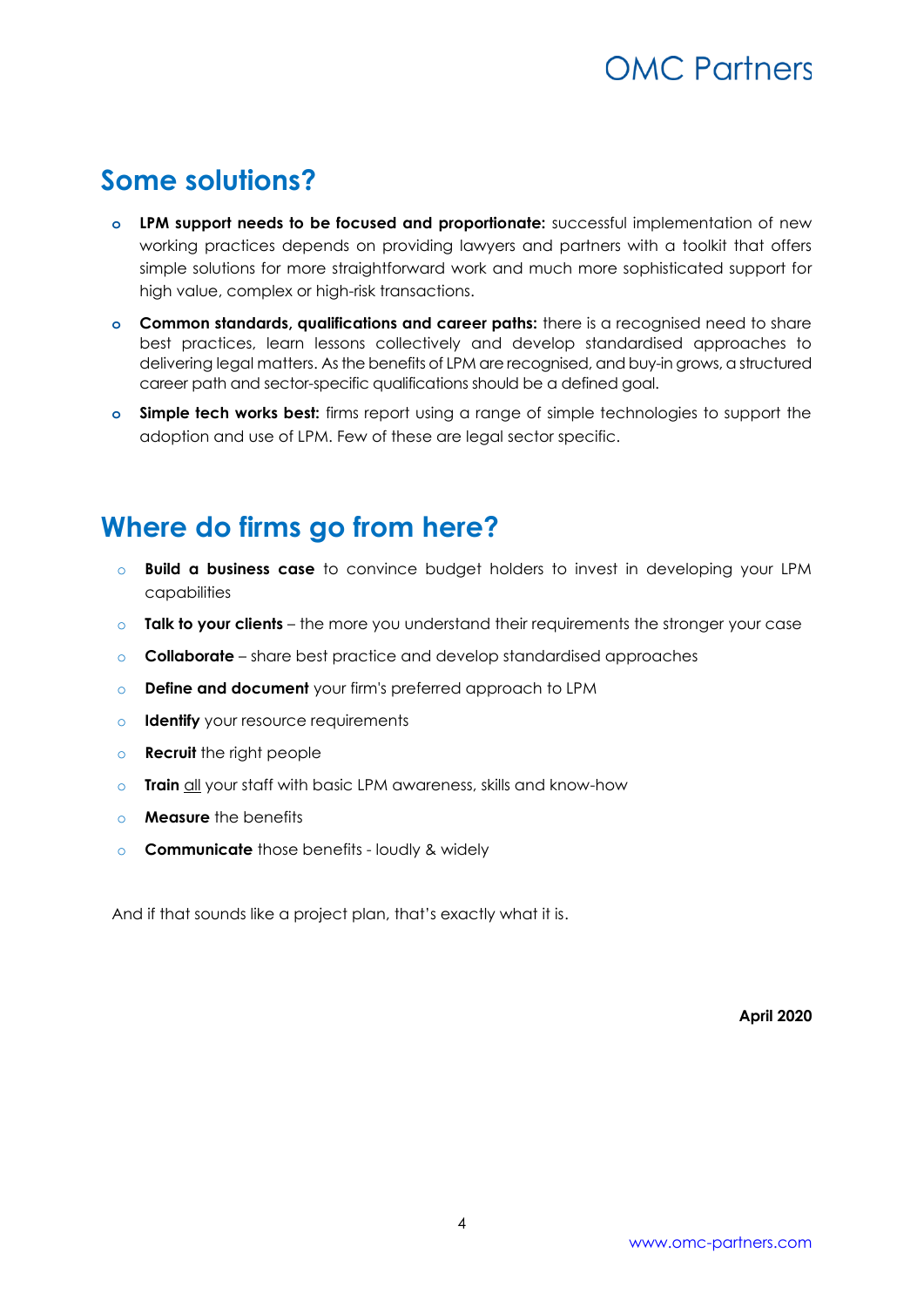## Some solutions?

- **LPM support needs to be focused and proportionate:** successful implementation of new working practices depends on providing lawyers and partners with a toolkit that offers simple solutions for more straightforward work and much more sophisticated support for high value, complex or high-risk transactions.
- **Common standards, qualifications and career paths:** there is a recognised need to share best practices, learn lessons collectively and develop standardised approaches to delivering legal matters. As the benefits of LPM are recognised, and buy-in grows, a structured career path and sector-specific qualifications should be a defined goal.
- **Simple tech works best:** firms report using a range of simple technologies to support the adoption and use of LPM. Few of these are legal sector specific.

## Where do firms go from here?

- **Build a business case** to convince budget holders to invest in developing your LPM capabilities
- **Talk to your clients** – the more you understand their requirements the stronger your case
- **Collaborate** – share best practice and develop standardised approaches
- **Define and document** your firm's preferred approach to LPM
- **Identify** your resource requirements
- **Recruit** the right people
- **Train** <u>all</u> your staff with basic LPM awareness, skills and know-how
- **Measure** the benefits
- **Communicate** those benefits - loudly & widely

And if that sounds like a project plan, that's exactly what it is.

**April 2020**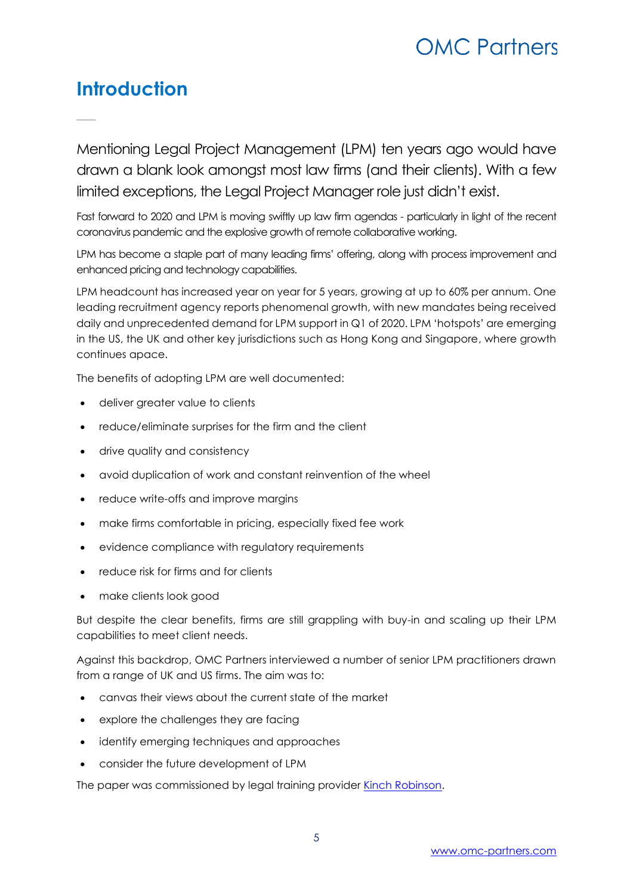# Introduction

Mentioning Legal Project Management (LPM) ten years ago would have drawn a blank look amongst most law firms (and their clients). With a few limited exceptions, the Legal Project Manager role just didn't exist.

Fast forward to 2020 and LPM is moving swiftly up law firm agendas - particularly in light of the recent coronavirus pandemic and the explosive growth of remote collaborative working.

LPM has become a staple part of many leading firms' offering, along with process improvement and enhanced pricing and technology capabilities.

LPM headcount has increased year on year for 5 years, growing at up to 60% per annum. One leading recruitment agency reports phenomenal growth, with new mandates being received daily and unprecedented demand for LPM support in Q1 of 2020. LPM 'hotspots' are emerging in the US, the UK and other key jurisdictions such as Hong Kong and Singapore, where growth continues apace.

The benefits of adopting LPM are well documented:

- deliver greater value to clients
- reduce/eliminate surprises for the firm and the client
- drive quality and consistency
- avoid duplication of work and constant reinvention of the wheel
- reduce write-offs and improve margins
- make firms comfortable in pricing, especially fixed fee work
- evidence compliance with regulatory requirements
- reduce risk for firms and for clients
- make clients look good

But despite the clear benefits, firms are still grappling with buy-in and scaling up their LPM capabilities to meet client needs.

Against this backdrop, OMC Partners interviewed a number of senior LPM practitioners drawn from a range of UK and US firms. The aim was to:

- canvas their views about the current state of the market
- explore the challenges they are facing
- identify emerging techniques and approaches
- consider the future development of LPM

The paper was commissioned by legal training provider Kinch Robinson.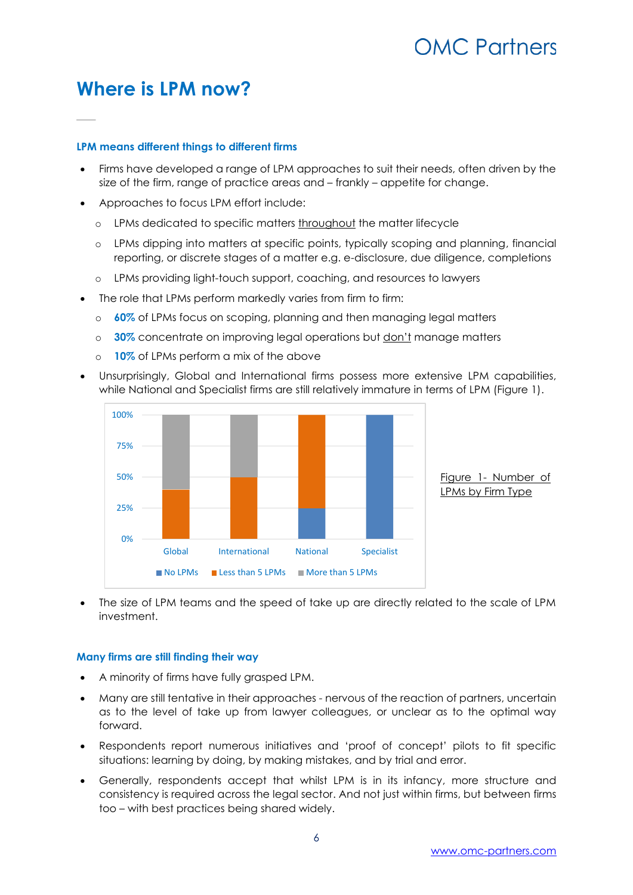# Where is LPM now?

### LPM means different things to different firms

- Firms have developed a range of LPM approaches to suit their needs, often driven by the size of the firm, range of practice areas and – frankly – appetite for change.
- Approaches to focus LPM effort include:
  - LPMs dedicated to specific matters throughout the matter lifecycle
  - LPMs dipping into matters at specific points, typically scoping and planning, financial reporting, or discrete stages of a matter e.g. e-disclosure, due diligence, completions
  - LPMs providing light-touch support, coaching, and resources to lawyers
- The role that LPMs perform markedly varies from firm to firm:
  - **60%** of LPMs focus on scoping, planning and then managing legal matters
  - **30%** concentrate on improving legal operations but don't manage matters
  - **10%** of LPMs perform a mix of the above
- Unsurprisingly, Global and International firms possess more extensive LPM capabilities, while National and Specialist firms are still relatively immature in terms of LPM (Figure 1).

| Firm Type | No LPMs | Less than 5 LPMs | More than 5 LPMs |
|---|---|---|---|
| Global | 0% | 40% | 60% |
| International | 0% | 50% | 50% |
| National | 25% | 75% | 0% |
| Specialist | 100% | 0% | 0% |

Figure 1- Number of LPMs by Firm Type

- The size of LPM teams and the speed of take up are directly related to the scale of LPM investment.

### Many firms are still finding their way

- A minority of firms have fully grasped LPM.
- Many are still tentative in their approaches - nervous of the reaction of partners, uncertain as to the level of take up from lawyer colleagues, or unclear as to the optimal way forward.
- Respondents report numerous initiatives and 'proof of concept' pilots to fit specific situations: learning by doing, by making mistakes, and by trial and error.
- Generally, respondents accept that whilst LPM is in its infancy, more structure and consistency is required across the legal sector. And not just within firms, but between firms too – with best practices being shared widely.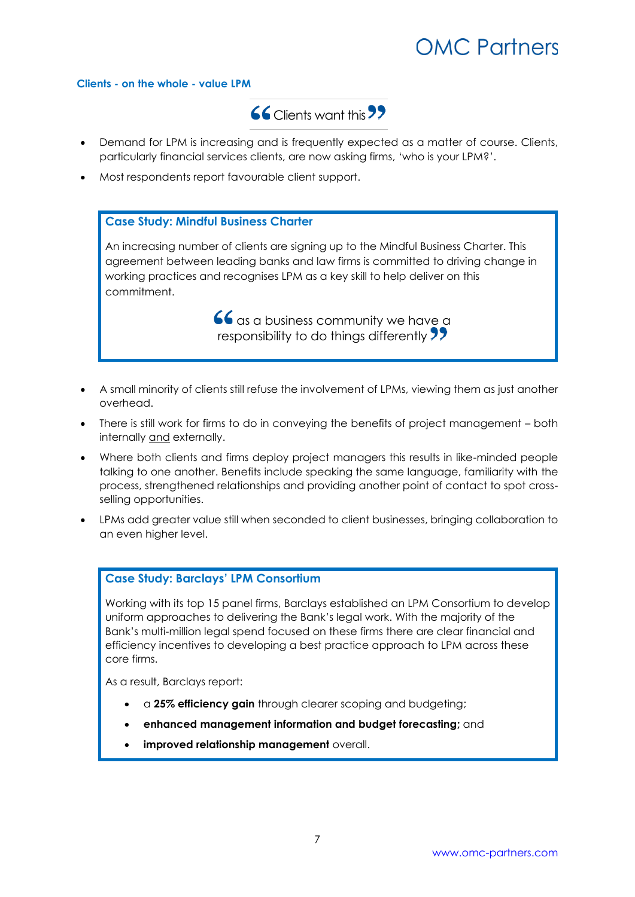## Clients - on the whole - value LPM

> “Clients want this”

- Demand for LPM is increasing and is frequently expected as a matter of course. Clients, particularly financial services clients, are now asking firms, ‘who is your LPM?’.
- Most respondents report favourable client support.

### Case Study: Mindful Business Charter

An increasing number of clients are signing up to the Mindful Business Charter. This agreement between leading banks and law firms is committed to driving change in working practices and recognises LPM as a key skill to help deliver on this commitment.

> “as a business community we have a responsibility to do things differently”

- A small minority of clients still refuse the involvement of LPMs, viewing them as just another overhead.
- There is still work for firms to do in conveying the benefits of project management – both internally and externally.
- Where both clients and firms deploy project managers this results in like-minded people talking to one another. Benefits include speaking the same language, familiarity with the process, strengthened relationships and providing another point of contact to spot cross-selling opportunities.
- LPMs add greater value still when seconded to client businesses, bringing collaboration to an even higher level.

### Case Study: Barclays’ LPM Consortium

Working with its top 15 panel firms, Barclays established an LPM Consortium to develop uniform approaches to delivering the Bank’s legal work. With the majority of the Bank’s multi-million legal spend focused on these firms there are clear financial and efficiency incentives to developing a best practice approach to LPM across these core firms.

As a result, Barclays report:

- a **25% efficiency gain** through clearer scoping and budgeting;
- **enhanced management information and budget forecasting;** and
- **improved relationship management** overall.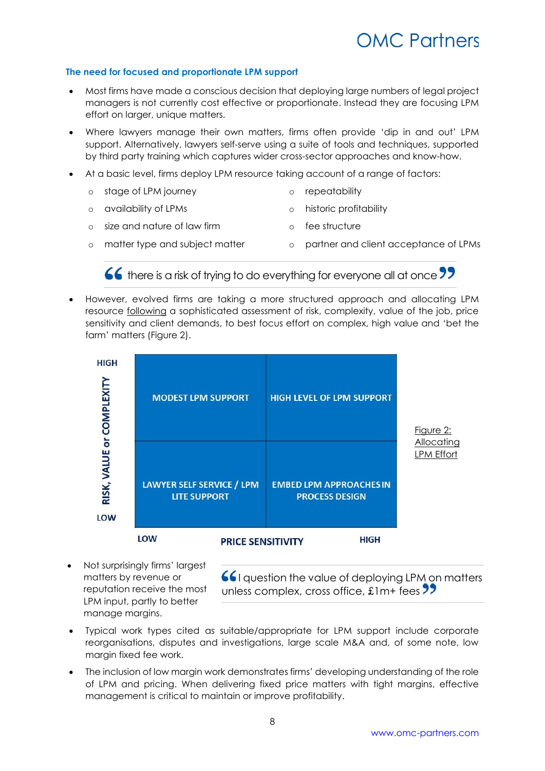### The need for focused and proportionate LPM support

- Most firms have made a conscious decision that deploying large numbers of legal project managers is not currently cost effective or proportionate. Instead they are focusing LPM effort on larger, unique matters.
- Where lawyers manage their own matters, firms often provide 'dip in and out' LPM support. Alternatively, lawyers self-serve using a suite of tools and techniques, supported by third party training which captures wider cross-sector approaches and know-how.
- At a basic level, firms deploy LPM resource taking account of a range of factors:
  - stage of LPM journey
  - availability of LPMs
  - size and nature of law firm
  - matter type and subject matter
  - repeatability
  - historic profitability
  - fee structure
  - partner and client acceptance of LPMs

> "there is a risk of trying to do everything for everyone all at once"

- However, evolved firms are taking a more structured approach and allocating LPM resource following a sophisticated assessment of risk, complexity, value of the job, price sensitivity and client demands, to best focus effort on complex, high value and 'bet the farm' matters (Figure 2).

| RISK, VALUE or COMPLEXITY / PRICE SENSITIVITY | LOW | HIGH |
|---|---|---|
| HIGH | MODEST LPM SUPPORT | HIGH LEVEL OF LPM SUPPORT |
| LOW | LAWYER SELF SERVICE / LPM LITE SUPPORT | EMBED LPM APPROACHES IN PROCESS DESIGN |

Figure 2: Allocating LPM Effort

- Not surprisingly firms' largest matters by revenue or reputation receive the most LPM input, partly to better manage margins.

> "I question the value of deploying LPM on matters unless complex, cross office, £1m+ fees"

- Typical work types cited as suitable/appropriate for LPM support include corporate reorganisations, disputes and investigations, large scale M&A and, of some note, low margin fixed fee work.
- The inclusion of low margin work demonstrates firms' developing understanding of the role of LPM and pricing. When delivering fixed price matters with tight margins, effective management is critical to maintain or improve profitability.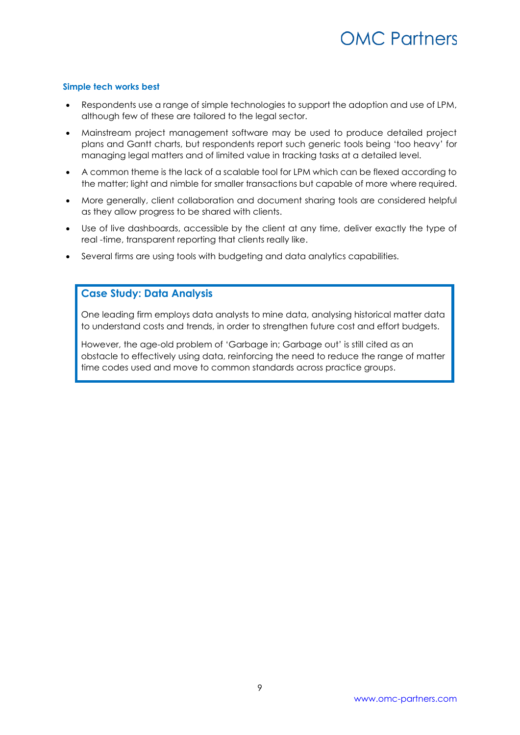### Simple tech works best

- Respondents use a range of simple technologies to support the adoption and use of LPM, although few of these are tailored to the legal sector.
- Mainstream project management software may be used to produce detailed project plans and Gantt charts, but respondents report such generic tools being 'too heavy' for managing legal matters and of limited value in tracking tasks at a detailed level.
- A common theme is the lack of a scalable tool for LPM which can be flexed according to the matter; light and nimble for smaller transactions but capable of more where required.
- More generally, client collaboration and document sharing tools are considered helpful as they allow progress to be shared with clients.
- Use of live dashboards, accessible by the client at any time, deliver exactly the type of real -time, transparent reporting that clients really like.
- Several firms are using tools with budgeting and data analytics capabilities.

> **Case Study: Data Analysis**
>
> One leading firm employs data analysts to mine data, analysing historical matter data to understand costs and trends, in order to strengthen future cost and effort budgets.
>
> However, the age-old problem of 'Garbage in; Garbage out' is still cited as an obstacle to effectively using data, reinforcing the need to reduce the range of matter time codes used and move to common standards across practice groups.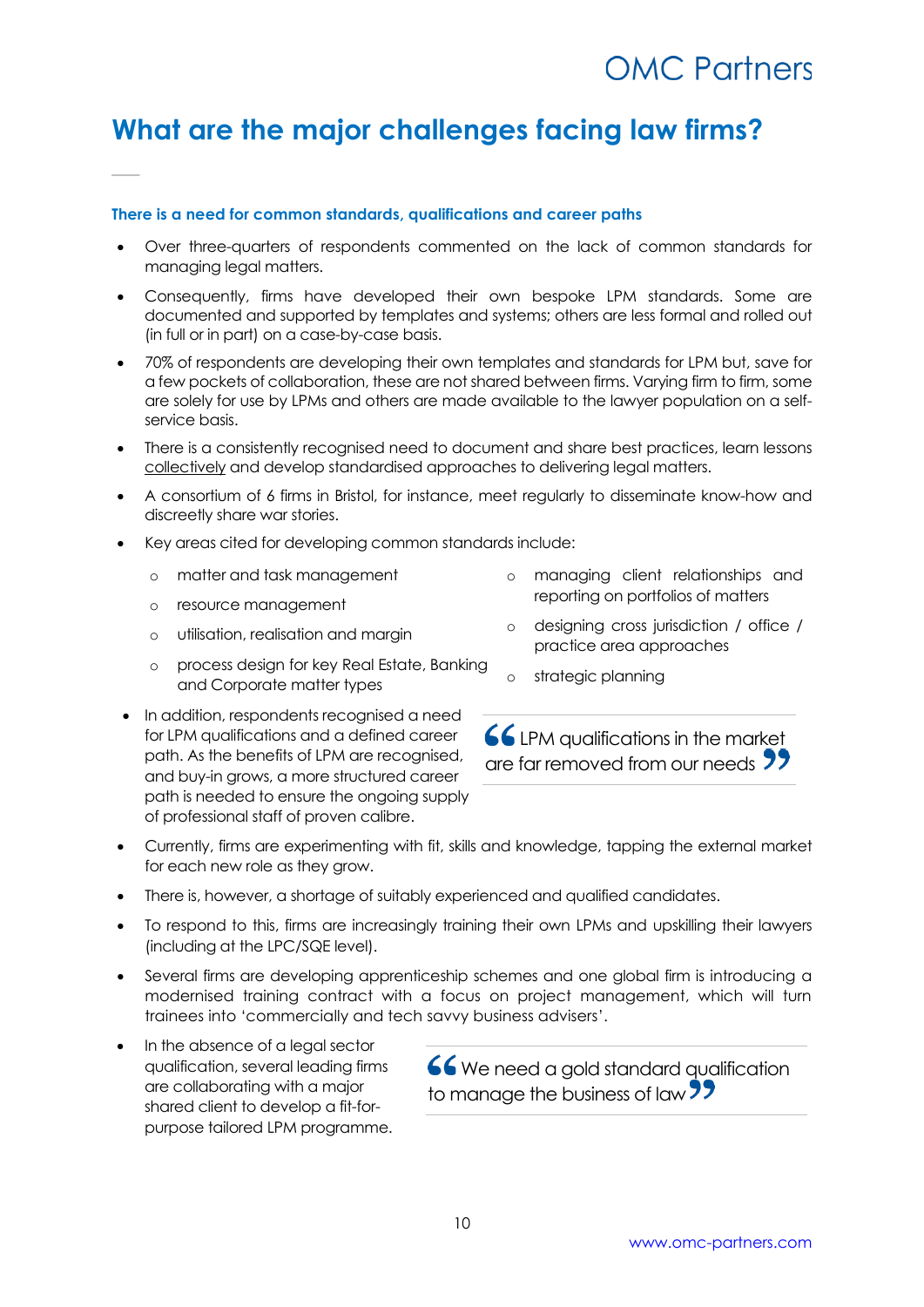# What are the major challenges facing law firms?

### There is a need for common standards, qualifications and career paths

- Over three-quarters of respondents commented on the lack of common standards for managing legal matters.
- Consequently, firms have developed their own bespoke LPM standards. Some are documented and supported by templates and systems; others are less formal and rolled out (in full or in part) on a case-by-case basis.
- 70% of respondents are developing their own templates and standards for LPM but, save for a few pockets of collaboration, these are not shared between firms. Varying firm to firm, some are solely for use by LPMs and others are made available to the lawyer population on a self-service basis.
- There is a consistently recognised need to document and share best practices, learn lessons collectively and develop standardised approaches to delivering legal matters.
- A consortium of 6 firms in Bristol, for instance, meet regularly to disseminate know-how and discreetly share war stories.
- Key areas cited for developing common standards include:
  - matter and task management
  - resource management
  - utilisation, realisation and margin
  - process design for key Real Estate, Banking and Corporate matter types
  - managing client relationships and reporting on portfolios of matters
  - designing cross jurisdiction / office / practice area approaches
  - strategic planning
- In addition, respondents recognised a need for LPM qualifications and a defined career path. As the benefits of LPM are recognised, and buy-in grows, a more structured career path is needed to ensure the ongoing supply of professional staff of proven calibre.

> “LPM qualifications in the market are far removed from our needs”

- Currently, firms are experimenting with fit, skills and knowledge, tapping the external market for each new role as they grow.
- There is, however, a shortage of suitably experienced and qualified candidates.
- To respond to this, firms are increasingly training their own LPMs and upskilling their lawyers (including at the LPC/SQE level).
- Several firms are developing apprenticeship schemes and one global firm is introducing a modernised training contract with a focus on project management, which will turn trainees into ‘commercially and tech savvy business advisers’.
- In the absence of a legal sector qualification, several leading firms are collaborating with a major shared client to develop a fit-for-purpose tailored LPM programme.

> “We need a gold standard qualification to manage the business of law”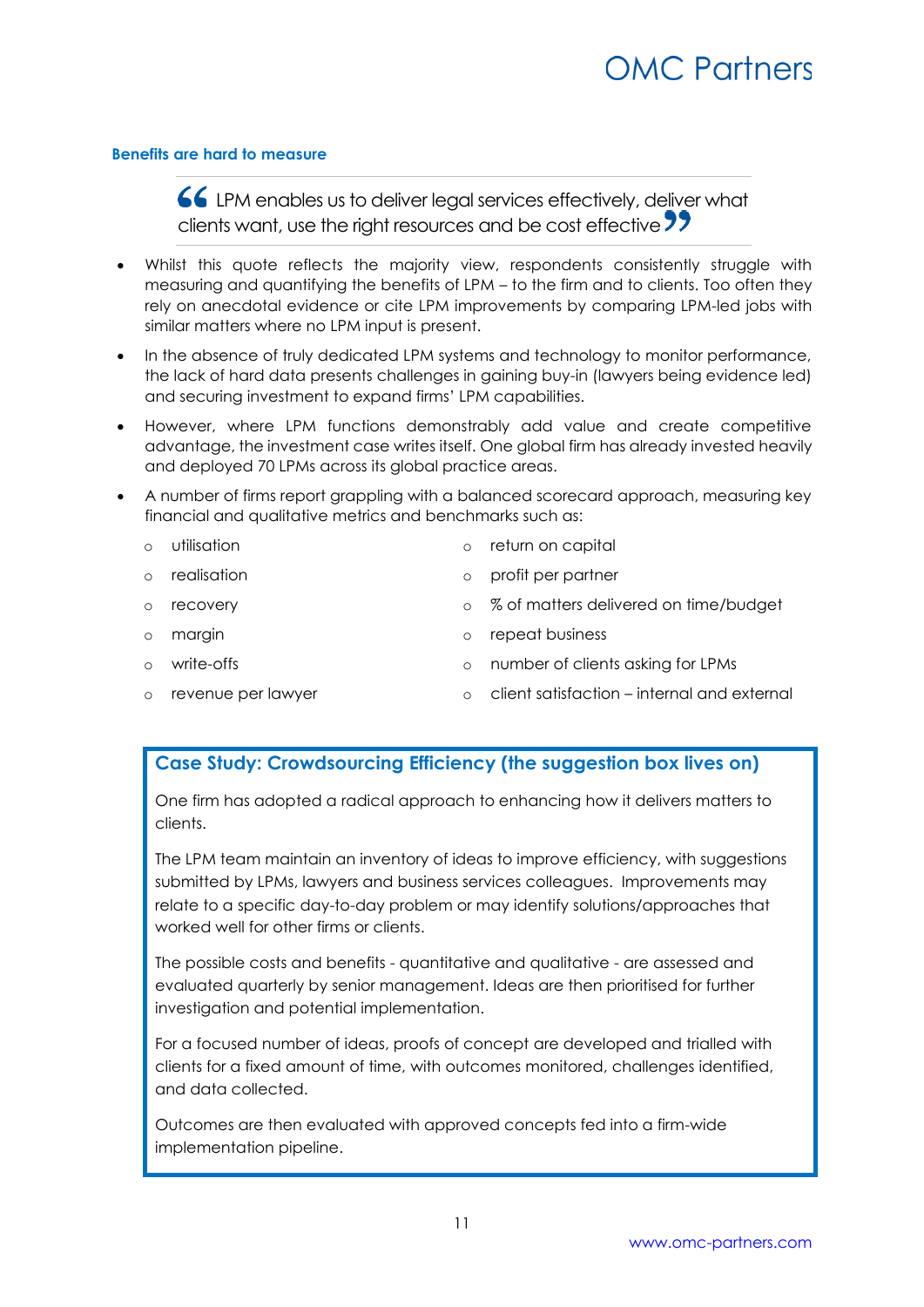### Benefits are hard to measure

> “LPM enables us to deliver legal services effectively, deliver what clients want, use the right resources and be cost effective”

- Whilst this quote reflects the majority view, respondents consistently struggle with measuring and quantifying the benefits of LPM – to the firm and to clients. Too often they rely on anecdotal evidence or cite LPM improvements by comparing LPM-led jobs with similar matters where no LPM input is present.
- In the absence of truly dedicated LPM systems and technology to monitor performance, the lack of hard data presents challenges in gaining buy-in (lawyers being evidence led) and securing investment to expand firms' LPM capabilities.
- However, where LPM functions demonstrably add value and create competitive advantage, the investment case writes itself. One global firm has already invested heavily and deployed 70 LPMs across its global practice areas.
- A number of firms report grappling with a balanced scorecard approach, measuring key financial and qualitative metrics and benchmarks such as:
    - utilisation
    - realisation
    - recovery
    - margin
    - write-offs
    - revenue per lawyer
    - return on capital
    - profit per partner
    - % of matters delivered on time/budget
    - repeat business
    - number of clients asking for LPMs
    - client satisfaction – internal and external

### Case Study: Crowdsourcing Efficiency (the suggestion box lives on)

One firm has adopted a radical approach to enhancing how it delivers matters to clients.

The LPM team maintain an inventory of ideas to improve efficiency, with suggestions submitted by LPMs, lawyers and business services colleagues. Improvements may relate to a specific day-to-day problem or may identify solutions/approaches that worked well for other firms or clients.

The possible costs and benefits - quantitative and qualitative - are assessed and evaluated quarterly by senior management. Ideas are then prioritised for further investigation and potential implementation.

For a focused number of ideas, proofs of concept are developed and trialled with clients for a fixed amount of time, with outcomes monitored, challenges identified, and data collected.

Outcomes are then evaluated with approved concepts fed into a firm-wide implementation pipeline.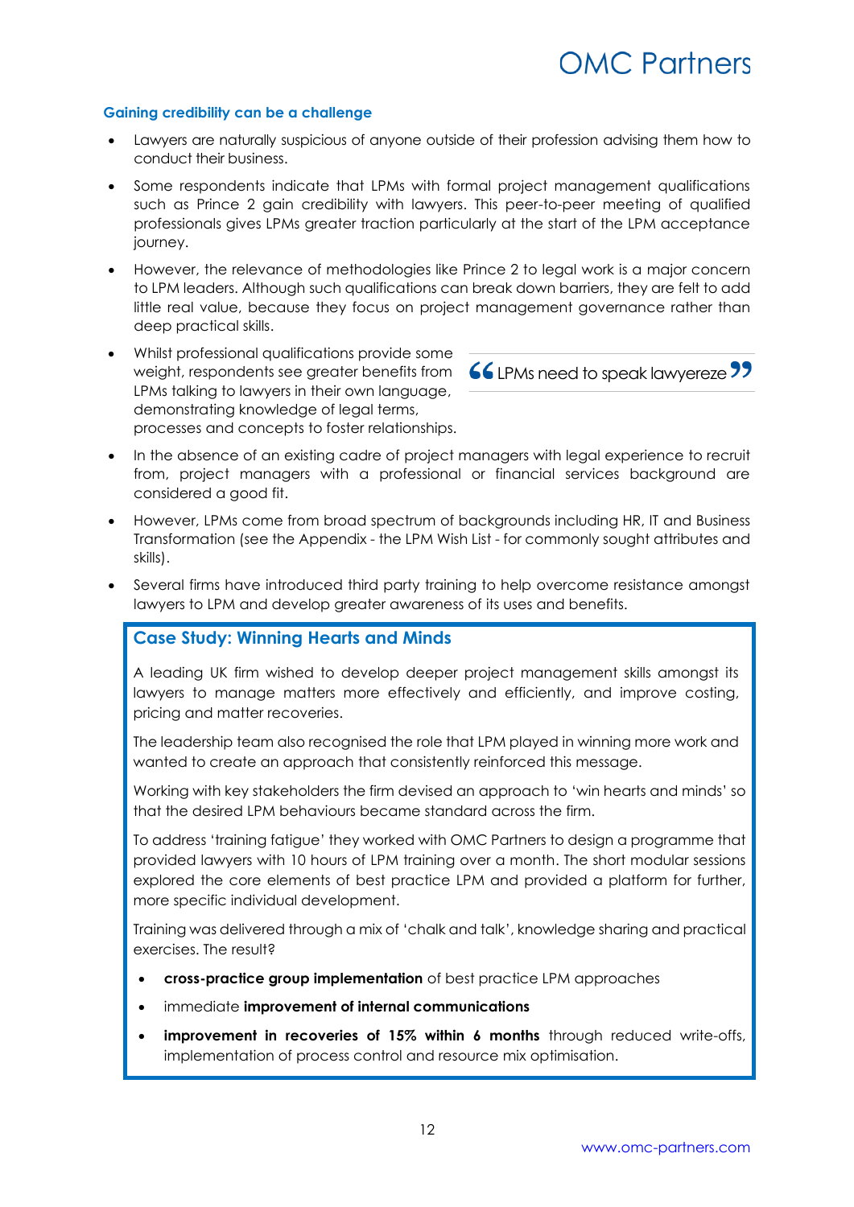### Gaining credibility can be a challenge

- Lawyers are naturally suspicious of anyone outside of their profession advising them how to conduct their business.
- Some respondents indicate that LPMs with formal project management qualifications such as Prince 2 gain credibility with lawyers. This peer-to-peer meeting of qualified professionals gives LPMs greater traction particularly at the start of the LPM acceptance journey.
- However, the relevance of methodologies like Prince 2 to legal work is a major concern to LPM leaders. Although such qualifications can break down barriers, they are felt to add little real value, because they focus on project management governance rather than deep practical skills.
- Whilst professional qualifications provide some weight, respondents see greater benefits from LPMs talking to lawyers in their own language, demonstrating knowledge of legal terms, processes and concepts to foster relationships.

> “LPMs need to speak lawyereze”

- In the absence of an existing cadre of project managers with legal experience to recruit from, project managers with a professional or financial services background are considered a good fit.
- However, LPMs come from broad spectrum of backgrounds including HR, IT and Business Transformation (see the Appendix - the LPM Wish List - for commonly sought attributes and skills).
- Several firms have introduced third party training to help overcome resistance amongst lawyers to LPM and develop greater awareness of its uses and benefits.

### Case Study: Winning Hearts and Minds

A leading UK firm wished to develop deeper project management skills amongst its lawyers to manage matters more effectively and efficiently, and improve costing, pricing and matter recoveries.

The leadership team also recognised the role that LPM played in winning more work and wanted to create an approach that consistently reinforced this message.

Working with key stakeholders the firm devised an approach to ‘win hearts and minds’ so that the desired LPM behaviours became standard across the firm.

To address ‘training fatigue’ they worked with OMC Partners to design a programme that provided lawyers with 10 hours of LPM training over a month. The short modular sessions explored the core elements of best practice LPM and provided a platform for further, more specific individual development.

Training was delivered through a mix of ‘chalk and talk’, knowledge sharing and practical exercises. The result?

- **cross-practice group implementation** of best practice LPM approaches
- immediate **improvement of internal communications**
- **improvement in recoveries of 15% within 6 months** through reduced write-offs, implementation of process control and resource mix optimisation.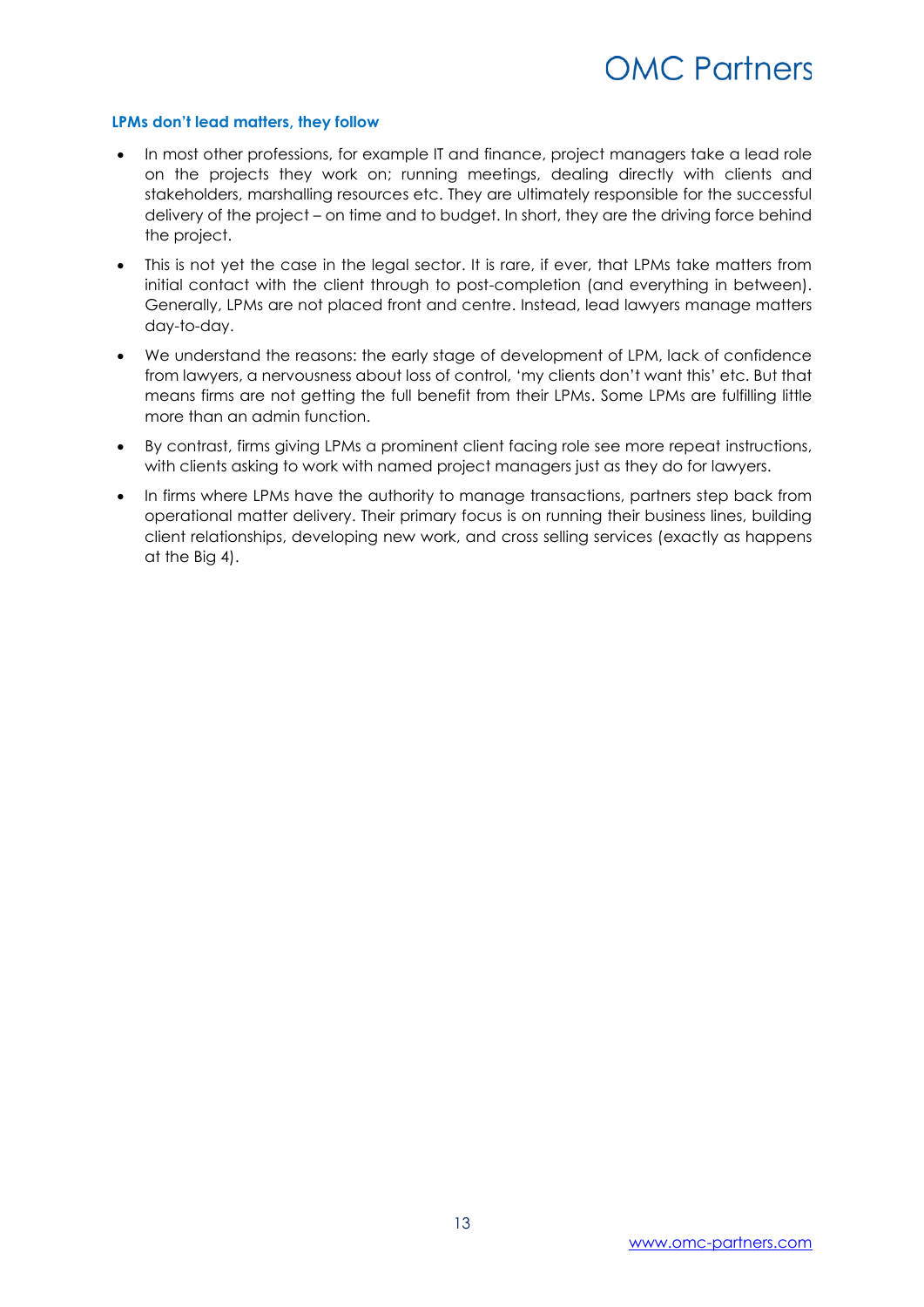### LPMs don't lead matters, they follow

- In most other professions, for example IT and finance, project managers take a lead role on the projects they work on; running meetings, dealing directly with clients and stakeholders, marshalling resources etc. They are ultimately responsible for the successful delivery of the project – on time and to budget. In short, they are the driving force behind the project.
- This is not yet the case in the legal sector. It is rare, if ever, that LPMs take matters from initial contact with the client through to post-completion (and everything in between). Generally, LPMs are not placed front and centre. Instead, lead lawyers manage matters day-to-day.
- We understand the reasons: the early stage of development of LPM, lack of confidence from lawyers, a nervousness about loss of control, 'my clients don't want this' etc. But that means firms are not getting the full benefit from their LPMs. Some LPMs are fulfilling little more than an admin function.
- By contrast, firms giving LPMs a prominent client facing role see more repeat instructions, with clients asking to work with named project managers just as they do for lawyers.
- In firms where LPMs have the authority to manage transactions, partners step back from operational matter delivery. Their primary focus is on running their business lines, building client relationships, developing new work, and cross selling services (exactly as happens at the Big 4).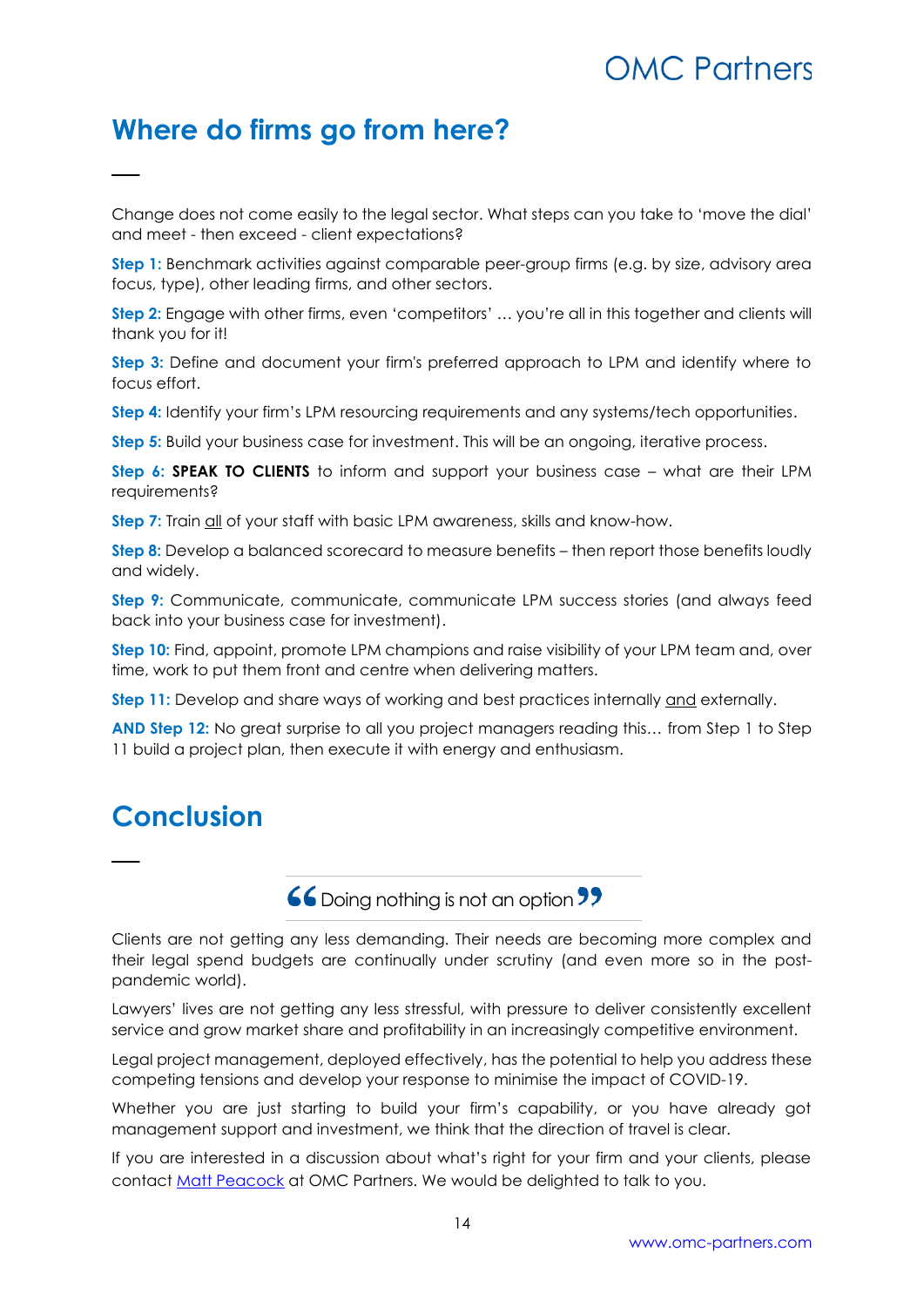## Where do firms go from here?

Change does not come easily to the legal sector. What steps can you take to 'move the dial' and meet - then exceed - client expectations?

**Step 1:** Benchmark activities against comparable peer-group firms (e.g. by size, advisory area focus, type), other leading firms, and other sectors.

**Step 2:** Engage with other firms, even 'competitors' … you're all in this together and clients will thank you for it!

**Step 3:** Define and document your firm's preferred approach to LPM and identify where to focus effort.

**Step 4:** Identify your firm's LPM resourcing requirements and any systems/tech opportunities.

**Step 5:** Build your business case for investment. This will be an ongoing, iterative process.

**Step 6:** **SPEAK TO CLIENTS** to inform and support your business case – what are their LPM requirements?

**Step 7:** Train <u>all</u> of your staff with basic LPM awareness, skills and know-how.

**Step 8:** Develop a balanced scorecard to measure benefits – then report those benefits loudly and widely.

**Step 9:** Communicate, communicate, communicate LPM success stories (and always feed back into your business case for investment).

**Step 10:** Find, appoint, promote LPM champions and raise visibility of your LPM team and, over time, work to put them front and centre when delivering matters.

**Step 11:** Develop and share ways of working and best practices internally <u>and</u> externally.

**AND Step 12:** No great surprise to all you project managers reading this… from Step 1 to Step 11 build a project plan, then execute it with energy and enthusiasm.

## Conclusion

> "Doing nothing is not an option"

Clients are not getting any less demanding. Their needs are becoming more complex and their legal spend budgets are continually under scrutiny (and even more so in the post-pandemic world).

Lawyers' lives are not getting any less stressful, with pressure to deliver consistently excellent service and grow market share and profitability in an increasingly competitive environment.

Legal project management, deployed effectively, has the potential to help you address these competing tensions and develop your response to minimise the impact of COVID-19.

Whether you are just starting to build your firm's capability, or you have already got management support and investment, we think that the direction of travel is clear.

If you are interested in a discussion about what's right for your firm and your clients, please contact Matt Peacock at OMC Partners. We would be delighted to talk to you.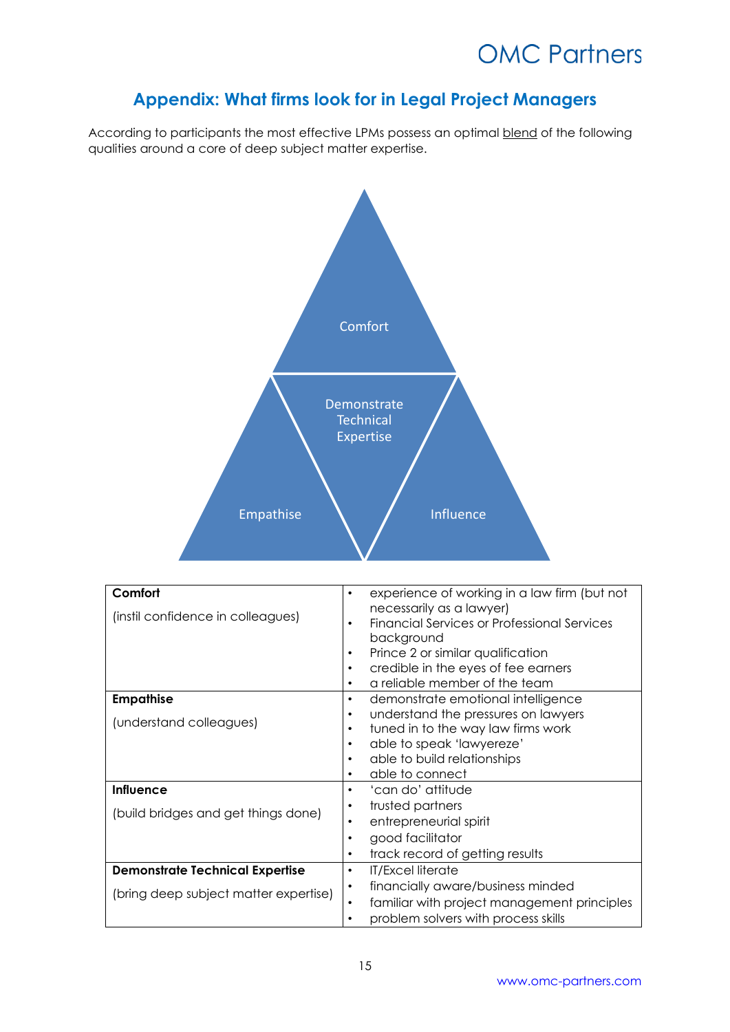## Appendix: What firms look for in Legal Project Managers

According to participants the most effective LPMs possess an optimal blend of the following qualities around a core of deep subject matter expertise.

Comfort

Demonstrate Technical Expertise

Empathise

Influence

| | |
|---|---|
| **Comfort**<br><br>(instil confidence in colleagues) | • experience of working in a law firm (but not necessarily as a lawyer)<br>• Financial Services or Professional Services background<br>• Prince 2 or similar qualification<br>• credible in the eyes of fee earners<br>• a reliable member of the team |
| **Empathise**<br><br>(understand colleagues) | • demonstrate emotional intelligence<br>• understand the pressures on lawyers<br>• tuned in to the way law firms work<br>• able to speak 'lawyereze'<br>• able to build relationships<br>• able to connect |
| **Influence**<br><br>(build bridges and get things done) | • 'can do' attitude<br>• trusted partners<br>• entrepreneurial spirit<br>• good facilitator<br>• track record of getting results |
| **Demonstrate Technical Expertise**<br><br>(bring deep subject matter expertise) | • IT/Excel literate<br>• financially aware/business minded<br>• familiar with project management principles<br>• problem solvers with process skills |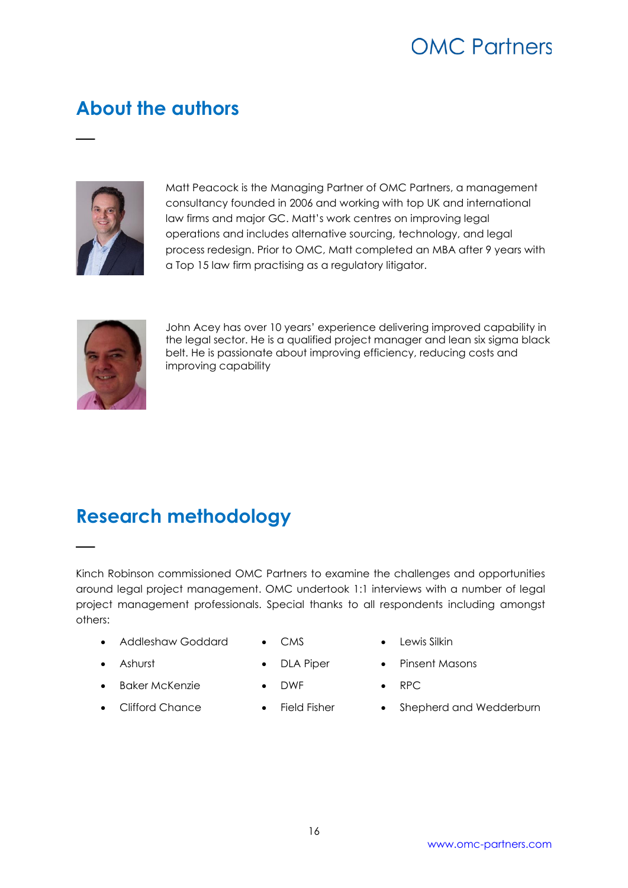## About the authors

Matt Peacock is the Managing Partner of OMC Partners, a management consultancy founded in 2006 and working with top UK and international law firms and major GC. Matt's work centres on improving legal operations and includes alternative sourcing, technology, and legal process redesign. Prior to OMC, Matt completed an MBA after 9 years with a Top 15 law firm practising as a regulatory litigator.

John Acey has over 10 years' experience delivering improved capability in the legal sector. He is a qualified project manager and lean six sigma black belt. He is passionate about improving efficiency, reducing costs and improving capability

## Research methodology

Kinch Robinson commissioned OMC Partners to examine the challenges and opportunities around legal project management. OMC undertook 1:1 interviews with a number of legal project management professionals. Special thanks to all respondents including amongst others:

- Addleshaw Goddard
- Ashurst
- Baker McKenzie
- Clifford Chance
- CMS
- DLA Piper
- DWF
- Field Fisher
- Lewis Silkin
- Pinsent Masons
- RPC
- Shepherd and Wedderburn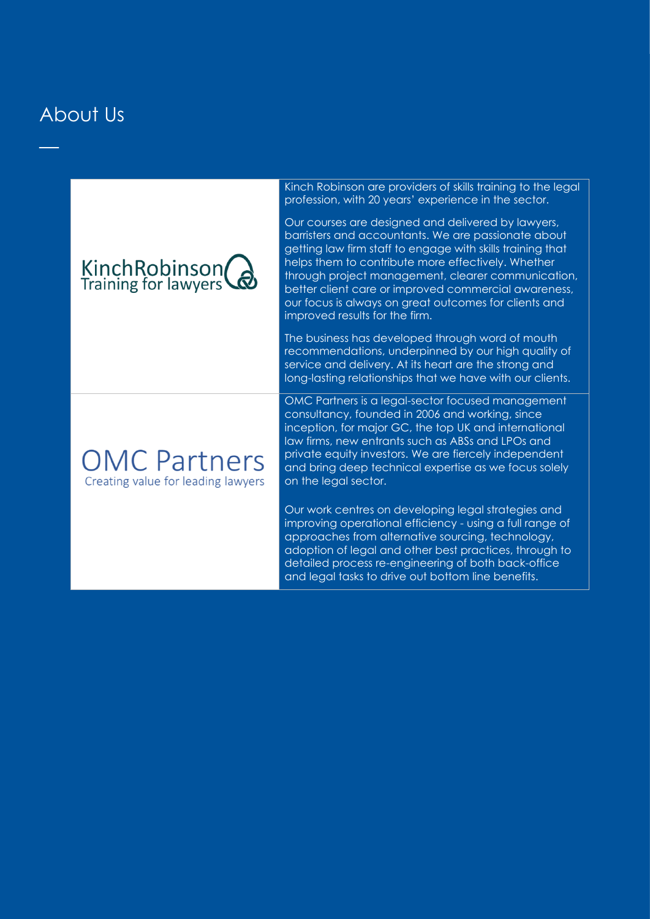# About Us

| | |
|---|---|
| KinchRobinson Training for lawyers | Kinch Robinson are providers of skills training to the legal profession, with 20 years' experience in the sector.<br><br>Our courses are designed and delivered by lawyers, barristers and accountants. We are passionate about getting law firm staff to engage with skills training that helps them to contribute more effectively. Whether through project management, clearer communication, better client care or improved commercial awareness, our focus is always on great outcomes for clients and improved results for the firm.<br><br>The business has developed through word of mouth recommendations, underpinned by our high quality of service and delivery. At its heart are the strong and long-lasting relationships that we have with our clients. |
| OMC Partners Creating value for leading lawyers | OMC Partners is a legal-sector focused management consultancy, founded in 2006 and working, since inception, for major GC, the top UK and international law firms, new entrants such as ABSs and LPOs and private equity investors. We are fiercely independent and bring deep technical expertise as we focus solely on the legal sector.<br><br>Our work centres on developing legal strategies and improving operational efficiency - using a full range of approaches from alternative sourcing, technology, adoption of legal and other best practices, through to detailed process re-engineering of both back-office and legal tasks to drive out bottom line benefits. |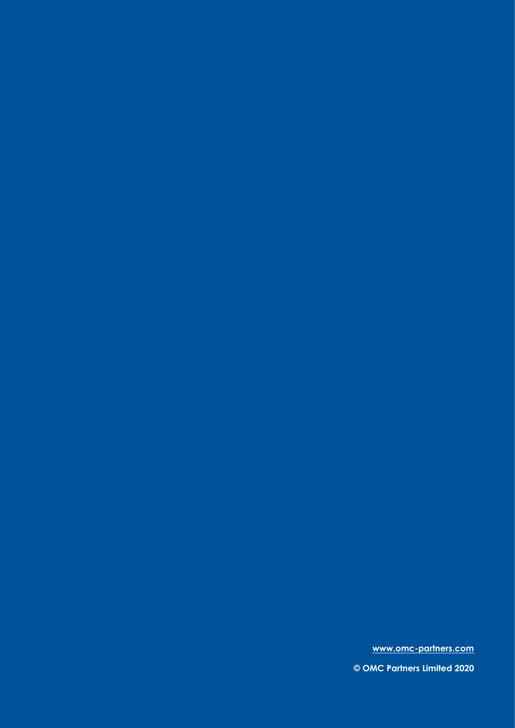www.omc-partners.com

© OMC Partners Limited 2020